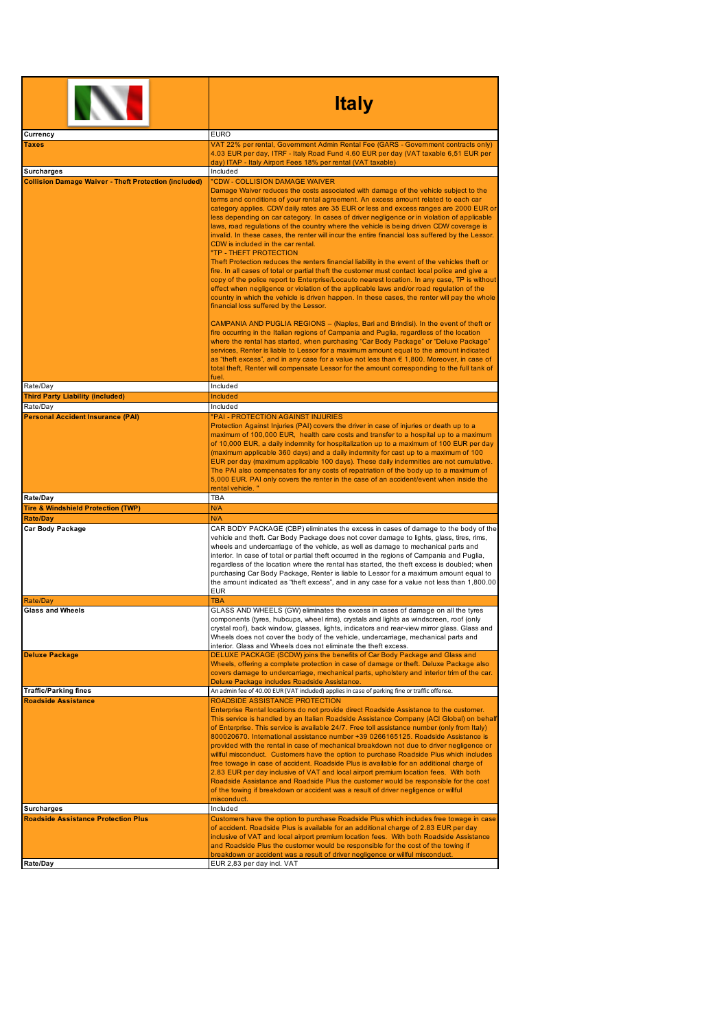| | Italy |
|---|---|
| **Currency** | EURO |
| **Taxes** | VAT 22% per rental, Government Admin Rental Fee (GARS - Government contracts only) 4.03 EUR per day, ITRF - Italy Road Fund 4.60 EUR per day (VAT taxable 6,51 EUR per day) ITAP - Italy Airport Fees 18% per rental (VAT taxable) |
| **Surcharges** | Included |
| **Collision Damage Waiver - Theft Protection (included)** | "CDW - COLLISION DAMAGE WAIVER<br>Damage Waiver reduces the costs associated with damage of the vehicle subject to the terms and conditions of your rental agreement. An excess amount related to each car category applies. CDW daily rates are 35 EUR or less and excess ranges are 2000 EUR or less depending on car category. In cases of driver negligence or in violation of applicable laws, road regulations of the country where the vehicle is being driven CDW coverage is invalid. In these cases, the renter will incur the entire financial loss suffered by the Lessor. CDW is included in the car rental.<br>"TP - THEFT PROTECTION<br>Theft Protection reduces the renters financial liability in the event of the vehicles theft or fire. In all cases of total or partial theft the customer must contact local police and give a copy of the police report to Enterprise/Locauto nearest location. In any case, TP is without effect when negligence or violation of the applicable laws and/or road regulation of the country in which the vehicle is driven happen. In these cases, the renter will pay the whole financial loss suffered by the Lessor.<br><br>CAMPANIA AND PUGLIA REGIONS – (Naples, Bari and Brindisi). In the event of theft or fire occurring in the Italian regions of Campania and Puglia, regardless of the location where the rental has started, when purchasing "Car Body Package" or "Deluxe Package" services, Renter is liable to Lessor for a maximum amount equal to the amount indicated as "theft excess", and in any case for a value not less than € 1,800. Moreover, in case of total theft, Renter will compensate Lessor for the amount corresponding to the full tank of fuel. |
| Rate/Day | Included |
| **Third Party Liability (included)** | Included |
| Rate/Day | Included |
| **Personal Accident Insurance (PAI)** | "PAI - PROTECTION AGAINST INJURIES<br>Protection Against Injuries (PAI) covers the driver in case of injuries or death up to a maximum of 100,000 EUR, health care costs and transfer to a hospital up to a maximum of 10,000 EUR, a daily indemnity for hospitalization up to a maximum of 100 EUR per day (maximum applicable 360 days) and a daily indemnity for cast up to a maximum of 100 EUR per day (maximum applicable 100 days). These daily indemnities are not cumulative. The PAI also compensates for any costs of repatriation of the body up to a maximum of 5,000 EUR. PAI only covers the renter in the case of an accident/event when inside the rental vehicle. " |
| **Rate/Day** | TBA |
| **Tire & Windshield Protection (TWP)** | N/A |
| **Rate/Day** | N/A |
| **Car Body Package** | CAR BODY PACKAGE (CBP) eliminates the excess in cases of damage to the body of the vehicle and theft. Car Body Package does not cover damage to lights, glass, tires, rims, wheels and undercarriage of the vehicle, as well as damage to mechanical parts and interior. In case of total or partial theft occurred in the regions of Campania and Puglia, regardless of the location where the rental has started, the theft excess is doubled; when purchasing Car Body Package, Renter is liable to Lessor for a maximum amount equal to the amount indicated as "theft excess", and in any case for a value not less than 1,800.00 EUR |
| Rate/Day | TBA |
| **Glass and Wheels** | GLASS AND WHEELS (GW) eliminates the excess in cases of damage on all the tyres components (tyres, hubcups, wheel rims), crystals and lights as windscreen, roof (only crystal roof), back window, glasses, lights, indicators and rear-view mirror glass. Glass and Wheels does not cover the body of the vehicle, undercarriage, mechanical parts and interior. Glass and Wheels does not eliminate the theft excess. |
| **Deluxe Package** | DELUXE PACKAGE (SCDW) joins the benefits of Car Body Package and Glass and Wheels, offering a complete protection in case of damage or theft. Deluxe Package also covers damage to undercarriage, mechanical parts, upholstery and interior trim of the car. Deluxe Package includes Roadside Assistance. |
| **Traffic/Parking fines** | An admin fee of 40.00 EUR (VAT included) applies in case of parking fine or traffic offense. |
| **Roadside Assistance** | ROADSIDE ASSISTANCE PROTECTION<br>Enterprise Rental locations do not provide direct Roadside Assistance to the customer. This service is handled by an Italian Roadside Assistance Company (ACI Global) on behalf of Enterprise. This service is available 24/7. Free toll assistance number (only from Italy) 800020670. International assistance number +39 0266165125. Roadside Assistance is provided with the rental in case of mechanical breakdown not due to driver negligence or willful misconduct. Customers have the option to purchase Roadside Plus which includes free towage in case of accident. Roadside Plus is available for an additional charge of 2.83 EUR per day inclusive of VAT and local airport premium location fees. With both Roadside Assistance and Roadside Plus the customer would be responsible for the cost of the towing if breakdown or accident was a result of driver negligence or willful misconduct. |
| **Surcharges** | Included |
| **Roadside Assistance Protection Plus** | Customers have the option to purchase Roadside Plus which includes free towage in case of accident. Roadside Plus is available for an additional charge of 2.83 EUR per day inclusive of VAT and local airport premium location fees. With both Roadside Assistance and Roadside Plus the customer would be responsible for the cost of the towing if breakdown or accident was a result of driver negligence or willful misconduct. |
| **Rate/Day** | EUR 2,83 per day incl. VAT |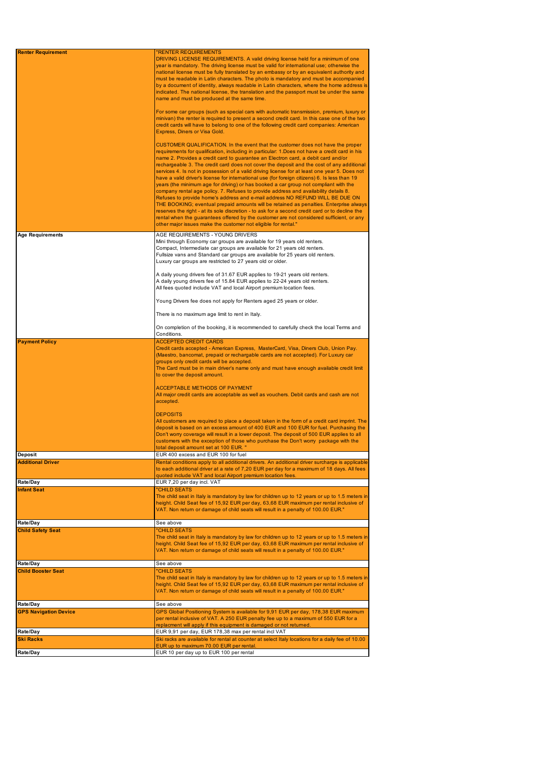| Renter Requirement | "RENTER REQUIREMENTS<br>DRIVING LICENSE REQUIREMENTS. A valid driving license held for a minimum of one year is mandatory. The driving license must be valid for international use; otherwise the national license must be fully translated by an embassy or by an equivalent authority and must be readable in Latin characters. The photo is mandatory and must be accompanied by a document of identity, always readable in Latin characters, where the home address is indicated. The national license, the translation and the passport must be under the same name and must be produced at the same time.<br><br>For some car groups (such as special cars with automatic transmission, premium, luxury or minivan) the renter is required to present a second credit card. In this case one of the two credit cards will have to belong to one of the following credit card companies: American Express, Diners or Visa Gold.<br><br>CUSTOMER QUALIFICATION. In the event that the customer does not have the proper requirements for qualification, including in particular: 1.Does not have a credit card in his name 2. Provides a credit card to guarantee an Electron card, a debit card and/or rechargeable 3. The credit card does not cover the deposit and the cost of any additional services 4. Is not in possession of a valid driving license for at least one year 5. Does not have a valid driver's license for international use (for foreign citizens) 6. Is less than 19 years (the minimum age for driving) or has booked a car group not compliant with the company rental age policy. 7. Refuses to provide address and availability details 8. Refuses to provide home's address and e-mail address NO REFUND WILL BE DUE ON THE BOOKING; eventual prepaid amounts will be retained as penalties. Enterprise always reserves the right - at its sole discretion - to ask for a second credit card or to decline the rental when the guarantees offered by the customer are not considered sufficient, or any other major issues make the customer not eligible for rental." |
|---|---|
| Age Requirements | AGE REQUIREMENTS - YOUNG DRIVERS<br>Mini through Economy car groups are available for 19 years old renters.<br>Compact, Intermediate car groups are available for 21 years old renters.<br>Fullsize vans and Standard car groups are available for 25 years old renters.<br>Luxury car groups are restricted to 27 years old or older.<br><br>A daily young drivers fee of 31.67 EUR applies to 19-21 years old renters.<br>A daily young drivers fee of 15.84 EUR applies to 22-24 years old renters.<br>All fees quoted include VAT and local Airport premium location fees.<br><br>Young Drivers fee does not apply for Renters aged 25 years or older.<br><br>There is no maximum age limit to rent in Italy.<br><br>On completion of the booking, it is recommended to carefully check the local Terms and Conditions. |
| Payment Policy | ACCEPTED CREDIT CARDS<br>Credit cards accepted - American Express, MasterCard, Visa, Diners Club, Union Pay. (Maestro, bancomat, prepaid or rechargable cards are not accepted). For Luxury car groups only credit cards will be accepted.<br>The Card must be in main driver's name only and must have enough available credit limit to cover the deposit amount.<br><br>ACCEPTABLE METHODS OF PAYMENT<br>All major credit cards are acceptable as well as vouchers. Debit cards and cash are not accepted.<br><br>DEPOSITS<br>All customers are required to place a deposit taken in the form of a credit card imprint. The deposit is based on an excess amount of 400 EUR and 100 EUR for fuel. Purchasing the Don't worry coverage will result in a lower deposit. The deposit of 500 EUR applies to all customers with the exception of those who purchase the Don't worry package with the total deposit amount set at 100 EUR. " |
| Deposit | EUR 400 excess and EUR 100 for fuel |
| Additional Driver | Rental conditions apply to all additional drivers. An additional driver surcharge is applicable to each additional driver at a rate of 7,20 EUR per day for a maximum of 18 days. All fees quoted include VAT and local Airport premium location fees. |
| Rate/Day | EUR 7,20 per day incl. VAT |
| Infant Seat | "CHILD SEATS<br>The child seat in Italy is mandatory by law for children up to 12 years or up to 1.5 meters in height. Child Seat fee of 15,92 EUR per day, 63,68 EUR maximum per rental inclusive of VAT. Non return or damage of child seats will result in a penalty of 100.00 EUR." |
| Rate/Day | See above |
| Child Safety Seat | "CHILD SEATS<br>The child seat in Italy is mandatory by law for children up to 12 years or up to 1.5 meters in height. Child Seat fee of 15,92 EUR per day, 63,68 EUR maximum per rental inclusive of VAT. Non return or damage of child seats will result in a penalty of 100.00 EUR." |
| Rate/Day | See above |
| Child Booster Seat | "CHILD SEATS<br>The child seat in Italy is mandatory by law for children up to 12 years or up to 1.5 meters in height. Child Seat fee of 15,92 EUR per day, 63,68 EUR maximum per rental inclusive of VAT. Non return or damage of child seats will result in a penalty of 100.00 EUR." |
| Rate/Day | See above |
| GPS Navigation Device | GPS Global Positioning System is available for 9,91 EUR per day, 178,38 EUR maximum per rental inclusive of VAT. A 250 EUR penalty fee up to a maximum of 550 EUR for a replacment will apply if this equipment is damaged or not returned. |
| Rate/Day | EUR 9,91 per day, EUR 178,38 max per rental incl VAT |
| Ski Racks | Ski racks are available for rental at counter at select Italy locations for a daily fee of 10.00 EUR up to maximum 70.00 EUR per rental. |
| Rate/Day | EUR 10 per day up to EUR 100 per rental |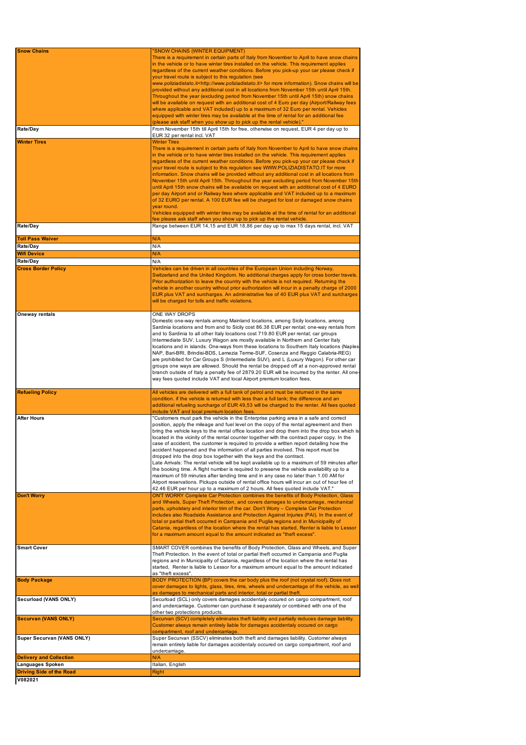| | |
|---|---|
| **Snow Chains** | "SNOW CHAINS (WINTER EQUIPMENT) There is a requirement in certain parts of Italy from November to April to have snow chains in the vehicle or to have winter tires installed on the vehicle. This requirement applies regardless of the current weather conditions. Before you pick-up your car please check if your travel route is subject to this regulation (see www.poliziadistato.it<http://www.poliziadistato.it> for more information). Snow chains will be provided without any additional cost in all locations from November 15th until April 15th. Throughout the year (excluding period from November 15th until April 15th) snow chains will be available on request with an additional cost of 4 Euro per day (Airport/Railway fees where applicable and VAT included) up to a maximum of 32 Euro per rental. Vehicles equipped with winter tires may be available at the time of rental for an additional fee (please ask staff when you show up to pick up the rental vehicle)." |
| **Rate/Day** | From November 15th till April 15th for free, otherwise on request, EUR 4 per day up to EUR 32 per rental incl. VAT |
| **Winter Tires** | Winter Tires There is a requirement in certain parts of Italy from November to April to have snow chains in the vehicle or to have winter tires installed on the vehicle. This requirement applies regardless of the current weather conditions. Before you pick-up your car please check if your travel route is subject to this regulation see WWW.POLIZIADISTATO.IT for more information. Snow chains will be provided without any additional cost in all locations from November 15th until April 15th. Throughout the year excluding period from November 15th until April 15th snow chains will be available on request with an additional cost of 4 EURO per day Airport and or Railway fees where applicable and VAT included up to a maximum of 32 EURO per rental. A 100 EUR fee will be charged for lost or damaged snow chains year round. Vehicles equipped with winter tires may be available at the time of rental for an additional fee please ask staff when you show up to pick up the rental vehicle. |
| **Rate/Day** | Range between EUR 14,15 and EUR 18,86 per day up to max 15 days rental, incl. VAT |
| **Toll Pass Waiver** | N/A |
| **Rate/Day** | N/A |
| **Wifi Device** | N/A |
| **Rate/Day** | N/A |
| **Cross Border Policy** | Vehicles can be driven in all countries of the European Union including Norway, Switzerland and the United Kingdom. No additional charges apply for cross border travels. Prior authorization to leave the country with the vehicle is not required. Returning the vehicle in another country without prior authorization will incur in a penalty charge of 2000 EUR plus VAT and surcharges. An administrative fee of 40 EUR plus VAT and surcharges will be charged for tolls and traffic violations. |
| **Oneway rentals** | ONE WAY DROPS Domestic one-way rentals among Mainland locations, among Sicily locations, among Sardinia locations and from and to Sicily cost 86.38 EUR per rental; one-way rentals from and to Sardinia to all other Italy locations cost 719.80 EUR per rental; car groups Intermediate SUV, Luxury Wagon are mostly available in Northern and Center Italy locations and in islands. One-ways from these locations to Southern Italy locations (Naples-NAP, Bari-BRI, Brindisi-BDS, Lamezia Terme-SUF, Cosenza and Reggio Calabria-REG) are prohibited for Car Groups S (Intermediate SUV), and L (Luxury Wagon). For other car groups one ways are allowed. Should the rental be dropped off at a non-approved rental branch outside of Italy a penalty fee of 2879.20 EUR will be incurred by the renter. All one-way fees quoted include VAT and local Airport premium location fees. |
| **Refueling Policy** | All vehicles are delivered with a full tank of petrol and must be returned in the same condition. if the vehicle is returned with less than a full tank; the difference and an additional refueling surcharge of EUR 49,53 will be charged to the renter. All fees quoted include VAT and local premium location fees. |
| **After Hours** | "Customers must park the vehicle in the Enterprise parking area in a safe and correct position, apply the mileage and fuel level on the copy of the rental agreement and then bring the vehicle keys to the rental office location and drop them into the drop box which is located in the vicinity of the rental counter together with the contract paper copy. In the case of accident, the customer is required to provide a written report detailing how the accident happened and the information of all parties involved. This report must be dropped into the drop box together with the keys and the contract. Late Arrivals: The rental vehicle will be kept available up to a maximum of 59 minutes after the booking time. A flight number is required to preserve the vehicle availability up to a maximum of 59 minutes after landing time and in any case no later than 1.00 AM for Airport reservations. Pickups outside of rental office hours will incur an out of hour fee of 42.46 EUR per hour up to a maximum of 2 hours. All fees quoted include VAT." |
| **Don't Worry** | ON'T WORRY Complete Car Protection combines the benefits of Body Protection, Glass and Wheels, Super Theft Protection, and covers damages to undercarriage, mechanical parts, upholstery and interior trim of the car. Don't Worry – Complete Car Protection includes also Roadside Assistance and Protection Against Injuries (PAI). In the event of total or partial theft occurred in Campania and Puglia regions and in Municipality of Catania, regardless of the location where the rental has started, Renter is liable to Lessor for a maximum amount equal to the amount indicated as "theft excess". |
| **Smart Cover** | SMART COVER combines the benefits of Body Protection, Glass and Wheels, and Super Theft Protection. In the event of total or partial theft occurred in Campania and Puglia regions and in Municipality of Catania, regardless of the location where the rental has started, Renter is liable to Lessor for a maximum amount equal to the amount indicated as "theft excess". |
| **Body Package** | BODY PROTECTION (BP) covers the car body plus the roof (not crystal roof). Does not cover damages to lights, glass, tires, rims, wheels and undercarriage of the vehicle, as well as damages to mechanical parts and interior, total or partial theft. |
| **Securload (VANS ONLY)** | Securload (SCL) only covers damages accidentaly occured on cargo compartment, roof and undercarriage. Customer can purchase it separately or combined with one of the other two protections products. |
| **Securvan (VANS ONLY)** | Securvan (SCV) completely eliminates theft liability and partially reduces damage liability. Customer always remain entirely liable for damages accidentaly occured on cargo compartment, roof and undercarriage. |
| **Super Securvan (VANS ONLY)** | Super Securvan (SSCV) eliminates both theft and damages liability. Customer always remain entirely liable for damages accidentaly occured on cargo compartment, roof and undercarriage. |
| **Delivery and Collection** | N/A |
| **Languages Spoken** | Italian, English |
| **Driving Side of the Road** | Right |

**V082021**